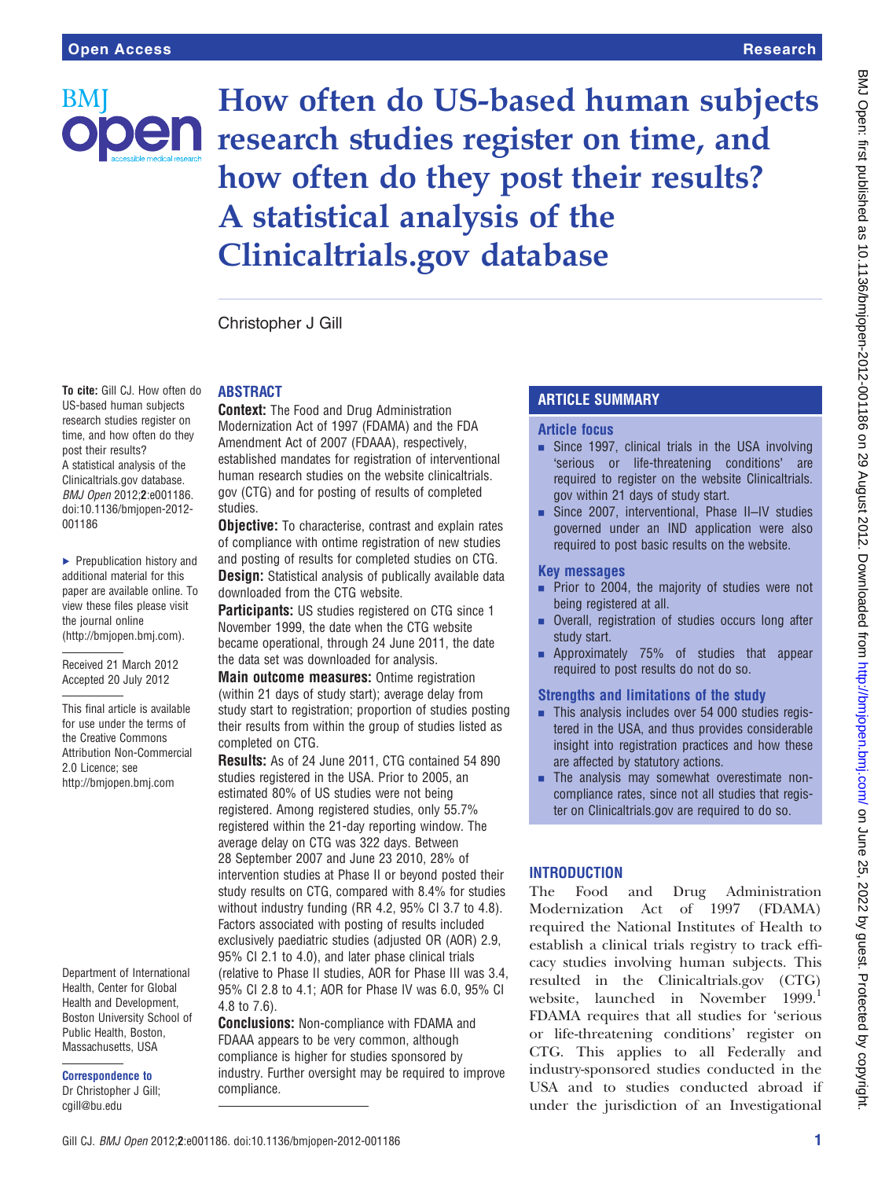# How often do US-based human subjects research studies register on time, and how often do they post their results? A statistical analysis of the Clinicaltrials.gov database

Christopher J Gill

**To cite:** Gill CJ. How often do US-based human subjects research studies register on time, and how often do they post their results? A statistical analysis of the Clinicaltrials.gov database. *BMJ Open* 2012;**2**:e001186. doi:10.1136/bmjopen-2012-001186

▸ Prepublication history and additional material for this paper are available online. To view these files please visit the journal online (http://bmjopen.bmj.com).

Received 21 March 2012
Accepted 20 July 2012

This final article is available for use under the terms of the Creative Commons Attribution Non-Commercial 2.0 Licence; see http://bmjopen.bmj.com

Department of International Health, Center for Global Health and Development, Boston University School of Public Health, Boston, Massachusetts, USA

**Correspondence to**
Dr Christopher J Gill; cgill@bu.edu

## ABSTRACT

**Context:** The Food and Drug Administration Modernization Act of 1997 (FDAMA) and the FDA Amendment Act of 2007 (FDAAA), respectively, established mandates for registration of interventional human research studies on the website clinicaltrials.gov (CTG) and for posting of results of completed studies.

**Objective:** To characterise, contrast and explain rates of compliance with ontime registration of new studies and posting of results for completed studies on CTG.

**Design:** Statistical analysis of publically available data downloaded from the CTG website.

**Participants:** US studies registered on CTG since 1 November 1999, the date when the CTG website became operational, through 24 June 2011, the date the data set was downloaded for analysis.

**Main outcome measures:** Ontime registration (within 21 days of study start); average delay from study start to registration; proportion of studies posting their results from within the group of studies listed as completed on CTG.

**Results:** As of 24 June 2011, CTG contained 54 890 studies registered in the USA. Prior to 2005, an estimated 80% of US studies were not being registered. Among registered studies, only 55.7% registered within the 21-day reporting window. The average delay on CTG was 322 days. Between 28 September 2007 and June 23 2010, 28% of intervention studies at Phase II or beyond posted their study results on CTG, compared with 8.4% for studies without industry funding (RR 4.2, 95% CI 3.7 to 4.8). Factors associated with posting of results included exclusively paediatric studies (adjusted OR (AOR) 2.9, 95% CI 2.1 to 4.0), and later phase clinical trials (relative to Phase II studies, AOR for Phase III was 3.4, 95% CI 2.8 to 4.1; AOR for Phase IV was 6.0, 95% CI 4.8 to 7.6).

**Conclusions:** Non-compliance with FDAMA and FDAAA appears to be very common, although compliance is higher for studies sponsored by industry. Further oversight may be required to improve compliance.

## ARTICLE SUMMARY

### Article focus

- Since 1997, clinical trials in the USA involving 'serious or life-threatening conditions' are required to register on the website Clinicaltrials.gov within 21 days of study start.
- Since 2007, interventional, Phase II–IV studies governed under an IND application were also required to post basic results on the website.

### Key messages

- Prior to 2004, the majority of studies were not being registered at all.
- Overall, registration of studies occurs long after study start.
- Approximately 75% of studies that appear required to post results do not do so.

### Strengths and limitations of the study

- This analysis includes over 54 000 studies registered in the USA, and thus provides considerable insight into registration practices and how these are affected by statutory actions.
- The analysis may somewhat overestimate noncompliance rates, since not all studies that register on Clinicaltrials.gov are required to do so.

## INTRODUCTION

The Food and Drug Administration Modernization Act of 1997 (FDAMA) required the National Institutes of Health to establish a clinical trials registry to track efficacy studies involving human subjects. This resulted in the Clinicaltrials.gov (CTG) website, launched in November 1999.[1] FDAMA requires that all studies for 'serious or life-threatening conditions' register on CTG. This applies to all Federally and industry-sponsored studies conducted in the USA and to studies conducted abroad if under the jurisdiction of an Investigational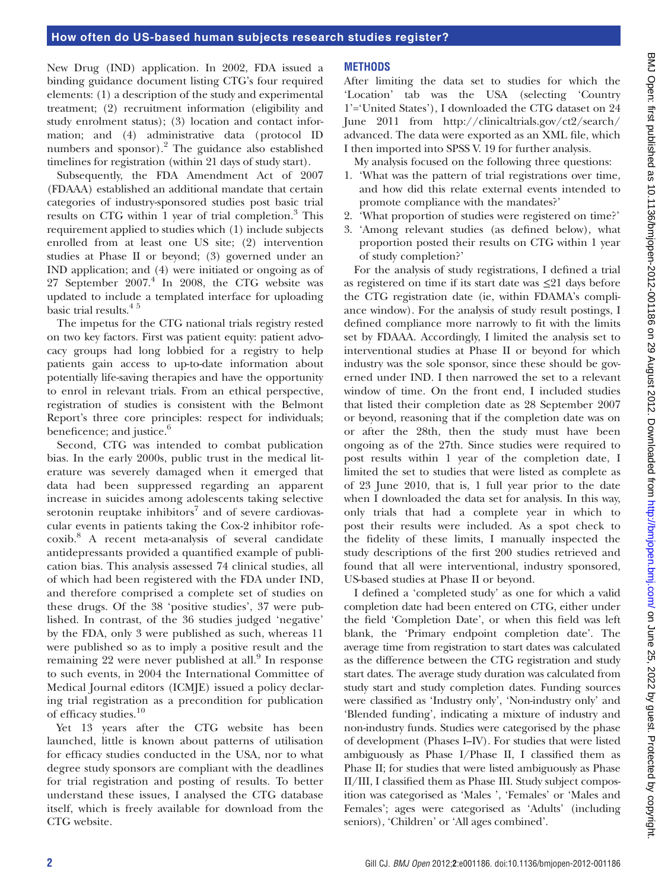New Drug (IND) application. In 2002, FDA issued a binding guidance document listing CTG's four required elements: (1) a description of the study and experimental treatment; (2) recruitment information (eligibility and study enrolment status); (3) location and contact information; and (4) administrative data (protocol ID numbers and sponsor).[2] The guidance also established timelines for registration (within 21 days of study start).

Subsequently, the FDA Amendment Act of 2007 (FDAAA) established an additional mandate that certain categories of industry-sponsored studies post basic trial results on CTG within 1 year of trial completion.[3] This requirement applied to studies which (1) include subjects enrolled from at least one US site; (2) intervention studies at Phase II or beyond; (3) governed under an IND application; and (4) were initiated or ongoing as of 27 September 2007.[4] In 2008, the CTG website was updated to include a templated interface for uploading basic trial results.[4 5]

The impetus for the CTG national trials registry rested on two key factors. First was patient equity: patient advocacy groups had long lobbied for a registry to help patients gain access to up-to-date information about potentially life-saving therapies and have the opportunity to enrol in relevant trials. From an ethical perspective, registration of studies is consistent with the Belmont Report's three core principles: respect for individuals; beneficence; and justice.[6]

Second, CTG was intended to combat publication bias. In the early 2000s, public trust in the medical literature was severely damaged when it emerged that data had been suppressed regarding an apparent increase in suicides among adolescents taking selective serotonin reuptake inhibitors[7] and of severe cardiovascular events in patients taking the Cox-2 inhibitor rofecoxib.[8] A recent meta-analysis of several candidate antidepressants provided a quantified example of publication bias. This analysis assessed 74 clinical studies, all of which had been registered with the FDA under IND, and therefore comprised a complete set of studies on these drugs. Of the 38 'positive studies', 37 were published. In contrast, of the 36 studies judged 'negative' by the FDA, only 3 were published as such, whereas 11 were published so as to imply a positive result and the remaining 22 were never published at all.[9] In response to such events, in 2004 the International Committee of Medical Journal editors (ICMJE) issued a policy declaring trial registration as a precondition for publication of efficacy studies.[10]

Yet 13 years after the CTG website has been launched, little is known about patterns of utilisation for efficacy studies conducted in the USA, nor to what degree study sponsors are compliant with the deadlines for trial registration and posting of results. To better understand these issues, I analysed the CTG database itself, which is freely available for download from the CTG website.

## METHODS

After limiting the data set to studies for which the 'Location' tab was the USA (selecting 'Country 1'='United States'), I downloaded the CTG dataset on 24 June 2011 from http://clinicaltrials.gov/ct2/search/advanced. The data were exported as an XML file, which I then imported into SPSS V. 19 for further analysis.

My analysis focused on the following three questions:

1. 'What was the pattern of trial registrations over time, and how did this relate external events intended to promote compliance with the mandates?'
2. 'What proportion of studies were registered on time?'
3. 'Among relevant studies (as defined below), what proportion posted their results on CTG within 1 year of study completion?'

For the analysis of study registrations, I defined a trial as registered on time if its start date was ≤21 days before the CTG registration date (ie, within FDAMA's compliance window). For the analysis of study result postings, I defined compliance more narrowly to fit with the limits set by FDAAA. Accordingly, I limited the analysis set to interventional studies at Phase II or beyond for which industry was the sole sponsor, since these should be governed under IND. I then narrowed the set to a relevant window of time. On the front end, I included studies that listed their completion date as 28 September 2007 or beyond, reasoning that if the completion date was on or after the 28th, then the study must have been ongoing as of the 27th. Since studies were required to post results within 1 year of the completion date, I limited the set to studies that were listed as complete as of 23 June 2010, that is, 1 full year prior to the date when I downloaded the data set for analysis. In this way, only trials that had a complete year in which to post their results were included. As a spot check to the fidelity of these limits, I manually inspected the study descriptions of the first 200 studies retrieved and found that all were interventional, industry sponsored, US-based studies at Phase II or beyond.

I defined a 'completed study' as one for which a valid completion date had been entered on CTG, either under the field 'Completion Date', or when this field was left blank, the 'Primary endpoint completion date'. The average time from registration to start dates was calculated as the difference between the CTG registration and study start dates. The average study duration was calculated from study start and study completion dates. Funding sources were classified as 'Industry only', 'Non-industry only' and 'Blended funding', indicating a mixture of industry and non-industry funds. Studies were categorised by the phase of development (Phases I–IV). For studies that were listed ambiguously as Phase I/Phase II, I classified them as Phase II; for studies that were listed ambiguously as Phase II/III, I classified them as Phase III. Study subject composition was categorised as 'Males ', 'Females' or 'Males and Females'; ages were categorised as 'Adults' (including seniors), 'Children' or 'All ages combined'.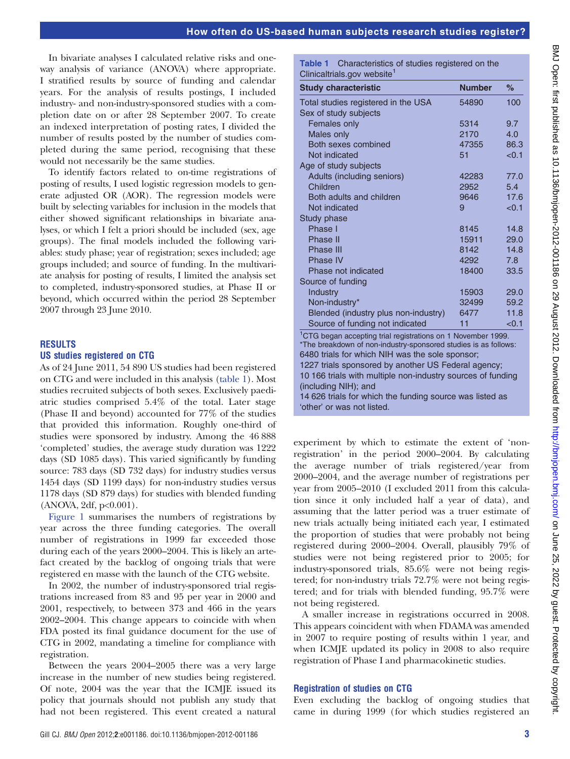In bivariate analyses I calculated relative risks and one-way analysis of variance (ANOVA) where appropriate. I stratified results by source of funding and calendar years. For the analysis of results postings, I included industry- and non-industry-sponsored studies with a completion date on or after 28 September 2007. To create an indexed interpretation of posting rates, I divided the number of results posted by the number of studies completed during the same period, recognising that these would not necessarily be the same studies.

To identify factors related to on-time registrations of posting of results, I used logistic regression models to generate adjusted OR (AOR). The regression models were built by selecting variables for inclusion in the models that either showed significant relationships in bivariate analyses, or which I felt a priori should be included (sex, age groups). The final models included the following variables: study phase; year of registration; sexes included; age groups included; and source of funding. In the multivariate analysis for posting of results, I limited the analysis set to completed, industry-sponsored studies, at Phase II or beyond, which occurred within the period 28 September 2007 through 23 June 2010.

## RESULTS

### US studies registered on CTG

As of 24 June 2011, 54 890 US studies had been registered on CTG and were included in this analysis (table 1). Most studies recruited subjects of both sexes. Exclusively paediatric studies comprised 5.4% of the total. Later stage (Phase II and beyond) accounted for 77% of the studies that provided this information. Roughly one-third of studies were sponsored by industry. Among the 46 888 'completed' studies, the average study duration was 1222 days (SD 1085 days). This varied significantly by funding source: 783 days (SD 732 days) for industry studies versus 1454 days (SD 1199 days) for non-industry studies versus 1178 days (SD 879 days) for studies with blended funding (ANOVA, 2df, p<0.001).

Figure 1 summarises the numbers of registrations by year across the three funding categories. The overall number of registrations in 1999 far exceeded those during each of the years 2000–2004. This is likely an artefact created by the backlog of ongoing trials that were registered en masse with the launch of the CTG website.

In 2002, the number of industry-sponsored trial registrations increased from 83 and 95 per year in 2000 and 2001, respectively, to between 373 and 466 in the years 2002–2004. This change appears to coincide with when FDA posted its final guidance document for the use of CTG in 2002, mandating a timeline for compliance with registration.

Between the years 2004–2005 there was a very large increase in the number of new studies being registered. Of note, 2004 was the year that the ICMJE issued its policy that journals should not publish any study that had not been registered. This event created a natural experiment by which to estimate the extent of 'non-registration' in the period 2000–2004. By calculating the average number of trials registered/year from 2000–2004, and the average number of registrations per year from 2005–2010 (I excluded 2011 from this calculation since it only included half a year of data), and assuming that the latter period was a truer estimate of new trials actually being initiated each year, I estimated the proportion of studies that were probably not being registered during 2000–2004. Overall, plausibly 79% of studies were not being registered prior to 2005; for industry-sponsored trials, 85.6% were not being registered; for non-industry trials 72.7% were not being registered; and for trials with blended funding, 95.7% were not being registered.

A smaller increase in registrations occurred in 2008. This appears coincident with when FDAMA was amended in 2007 to require posting of results within 1 year, and when ICMJE updated its policy in 2008 to also require registration of Phase I and pharmacokinetic studies.

**Table 1** Characteristics of studies registered on the Clinicaltrials.gov website[1]

| Study characteristic | Number | % |
|---|---|---|
| Total studies registered in the USA | 54890 | 100 |
| Sex of study subjects | | |
| Females only | 5314 | 9.7 |
| Males only | 2170 | 4.0 |
| Both sexes combined | 47355 | 86.3 |
| Not indicated | 51 | <0.1 |
| Age of study subjects | | |
| Adults (including seniors) | 42283 | 77.0 |
| Children | 2952 | 5.4 |
| Both adults and children | 9646 | 17.6 |
| Not indicated | 9 | <0.1 |
| Study phase | | |
| Phase I | 8145 | 14.8 |
| Phase II | 15911 | 29.0 |
| Phase III | 8142 | 14.8 |
| Phase IV | 4292 | 7.8 |
| Phase not indicated | 18400 | 33.5 |
| Source of funding | | |
| Industry | 15903 | 29.0 |
| Non-industry* | 32499 | 59.2 |
| Blended (industry plus non-industry) | 6477 | 11.8 |
| Source of funding not indicated | 11 | <0.1 |

[1]CTG began accepting trial registrations on 1 November 1999.
*The breakdown of non-industry-sponsored studies is as follows:
6480 trials for which NIH was the sole sponsor;
1227 trials sponsored by another US Federal agency;
10 166 trials with multiple non-industry sources of funding (including NIH); and
14 626 trials for which the funding source was listed as 'other' or was not listed.

### Registration of studies on CTG

Even excluding the backlog of ongoing studies that came in during 1999 (for which studies registered an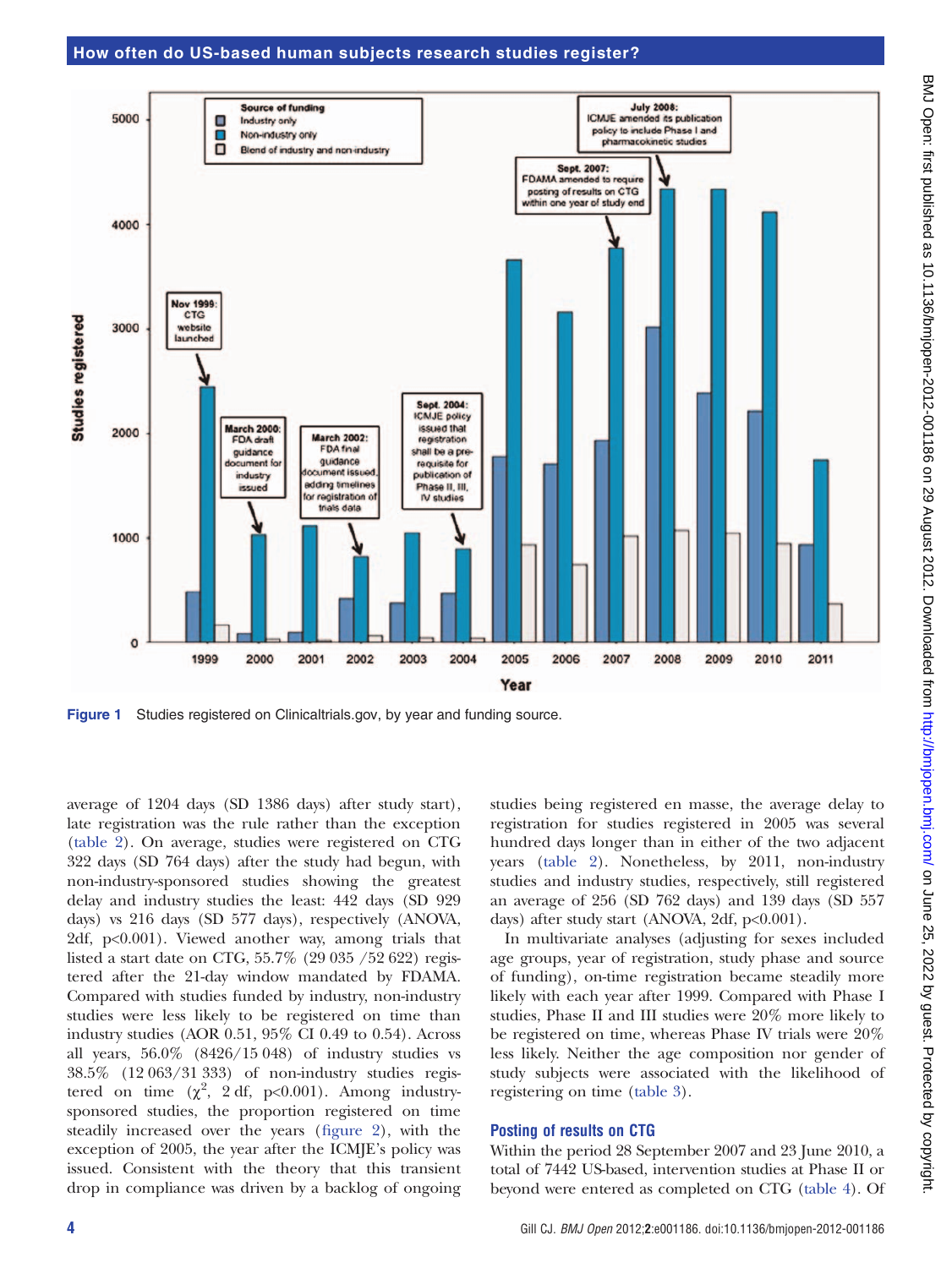Source of funding
Industry only
Non-industry only
Blend of industry and non-industry

Studies registered

5000
4000
3000
2000
1000
0

Nov 1999: CTG website launched

March 2000: FDA draft guidance document for industry issued

March 2002: FDA final guidance document issued, adding timelines for registration of trials data

Sept. 2004: ICMJE policy issued that registration shall be a pre-requisite for publication of Phase II, III, IV studies

Sept. 2007: FDAMA amended to require posting of results on CTG within one year of study end

July 2008: ICMJE amended its publication policy to include Phase I and pharmacokinetic studies

1999 2000 2001 2002 2003 2004 2005 2006 2007 2008 2009 2010 2011

Year

**Figure 1** Studies registered on Clinicaltrials.gov, by year and funding source.

average of 1204 days (SD 1386 days) after study start), late registration was the rule rather than the exception (table 2). On average, studies were registered on CTG 322 days (SD 764 days) after the study had begun, with non-industry-sponsored studies showing the greatest delay and industry studies the least: 442 days (SD 929 days) vs 216 days (SD 577 days), respectively (ANOVA, 2df, $p<0.001$). Viewed another way, among trials that listed a start date on CTG, 55.7% (29 035 /52 622) registered after the 21-day window mandated by FDAMA. Compared with studies funded by industry, non-industry studies were less likely to be registered on time than industry studies (AOR 0.51, 95% CI 0.49 to 0.54). Across all years, 56.0% (8426/15 048) of industry studies vs 38.5% (12 063/31 333) of non-industry studies registered on time ($\chi^2$, 2 df, $p<0.001$). Among industry-sponsored studies, the proportion registered on time steadily increased over the years (figure 2), with the exception of 2005, the year after the ICMJE's policy was issued. Consistent with the theory that this transient drop in compliance was driven by a backlog of ongoing studies being registered en masse, the average delay to registration for studies registered in 2005 was several hundred days longer than in either of the two adjacent years (table 2). Nonetheless, by 2011, non-industry studies and industry studies, respectively, still registered an average of 256 (SD 762 days) and 139 days (SD 557 days) after study start (ANOVA, 2df, $p<0.001$).

In multivariate analyses (adjusting for sexes included age groups, year of registration, study phase and source of funding), on-time registration became steadily more likely with each year after 1999. Compared with Phase I studies, Phase II and III studies were 20% more likely to be registered on time, whereas Phase IV trials were 20% less likely. Neither the age composition nor gender of study subjects were associated with the likelihood of registering on time (table 3).

## Posting of results on CTG

Within the period 28 September 2007 and 23 June 2010, a total of 7442 US-based, intervention studies at Phase II or beyond were entered as completed on CTG (table 4). Of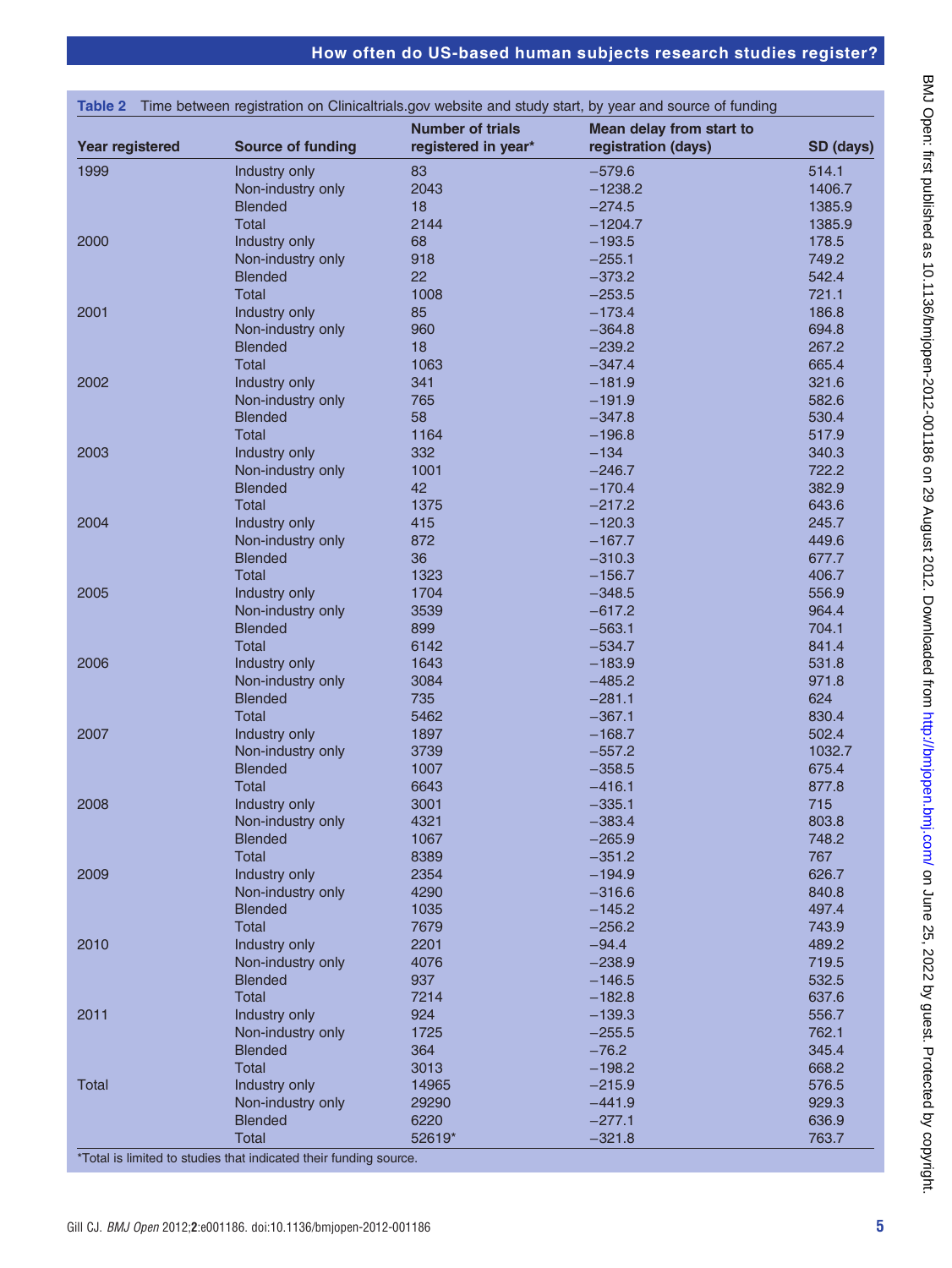Table 2 Time between registration on Clinicaltrials.gov website and study start, by year and source of funding

| Year registered | Source of funding | Number of trials registered in year* | Mean delay from start to registration (days) | SD (days) |
|---|---|---|---|---|
| 1999 | Industry only | 83 | −579.6 | 514.1 |
| | Non-industry only | 2043 | −1238.2 | 1406.7 |
| | Blended | 18 | −274.5 | 1385.9 |
| | Total | 2144 | −1204.7 | 1385.9 |
| 2000 | Industry only | 68 | −193.5 | 178.5 |
| | Non-industry only | 918 | −255.1 | 749.2 |
| | Blended | 22 | −373.2 | 542.4 |
| | Total | 1008 | −253.5 | 721.1 |
| 2001 | Industry only | 85 | −173.4 | 186.8 |
| | Non-industry only | 960 | −364.8 | 694.8 |
| | Blended | 18 | −239.2 | 267.2 |
| | Total | 1063 | −347.4 | 665.4 |
| 2002 | Industry only | 341 | −181.9 | 321.6 |
| | Non-industry only | 765 | −191.9 | 582.6 |
| | Blended | 58 | −347.8 | 530.4 |
| | Total | 1164 | −196.8 | 517.9 |
| 2003 | Industry only | 332 | −134 | 340.3 |
| | Non-industry only | 1001 | −246.7 | 722.2 |
| | Blended | 42 | −170.4 | 382.9 |
| | Total | 1375 | −217.2 | 643.6 |
| 2004 | Industry only | 415 | −120.3 | 245.7 |
| | Non-industry only | 872 | −167.7 | 449.6 |
| | Blended | 36 | −310.3 | 677.7 |
| | Total | 1323 | −156.7 | 406.7 |
| 2005 | Industry only | 1704 | −348.5 | 556.9 |
| | Non-industry only | 3539 | −617.2 | 964.4 |
| | Blended | 899 | −563.1 | 704.1 |
| | Total | 6142 | −534.7 | 841.4 |
| 2006 | Industry only | 1643 | −183.9 | 531.8 |
| | Non-industry only | 3084 | −485.2 | 971.8 |
| | Blended | 735 | −281.1 | 624 |
| | Total | 5462 | −367.1 | 830.4 |
| 2007 | Industry only | 1897 | −168.7 | 502.4 |
| | Non-industry only | 3739 | −557.2 | 1032.7 |
| | Blended | 1007 | −358.5 | 675.4 |
| | Total | 6643 | −416.1 | 877.8 |
| 2008 | Industry only | 3001 | −335.1 | 715 |
| | Non-industry only | 4321 | −383.4 | 803.8 |
| | Blended | 1067 | −265.9 | 748.2 |
| | Total | 8389 | −351.2 | 767 |
| 2009 | Industry only | 2354 | −194.9 | 626.7 |
| | Non-industry only | 4290 | −316.6 | 840.8 |
| | Blended | 1035 | −145.2 | 497.4 |
| | Total | 7679 | −256.2 | 743.9 |
| 2010 | Industry only | 2201 | −94.4 | 489.2 |
| | Non-industry only | 4076 | −238.9 | 719.5 |
| | Blended | 937 | −146.5 | 532.5 |
| | Total | 7214 | −182.8 | 637.6 |
| 2011 | Industry only | 924 | −139.3 | 556.7 |
| | Non-industry only | 1725 | −255.5 | 762.1 |
| | Blended | 364 | −76.2 | 345.4 |
| | Total | 3013 | −198.2 | 668.2 |
| Total | Industry only | 14965 | −215.9 | 576.5 |
| | Non-industry only | 29290 | −441.9 | 929.3 |
| | Blended | 6220 | −277.1 | 636.9 |
| | Total | 52619* | −321.8 | 763.7 |

*Total is limited to studies that indicated their funding source.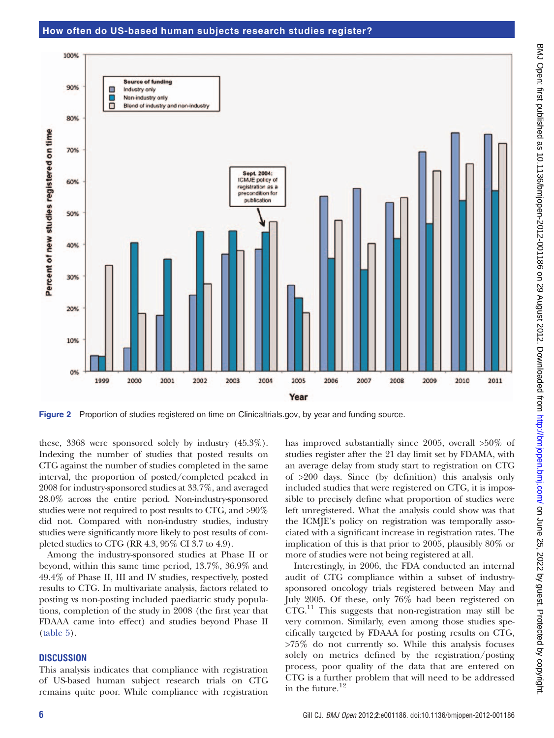100%
90%
80%
70%
60%
50%
40%
30%
20%
10%
0%

Percent of new studies registered on time

Source of funding
Industry only
Non-industry only
Blend of industry and non-industry

Sept. 2004:
ICMJE policy of registration as a precondition for publication

1999 2000 2001 2002 2003 2004 2005 2006 2007 2008 2009 2010 2011

Year

**Figure 2** Proportion of studies registered on time on Clinicaltrials.gov, by year and funding source.

these, 3368 were sponsored solely by industry (45.3%). Indexing the number of studies that posted results on CTG against the number of studies completed in the same interval, the proportion of posted/completed peaked in 2008 for industry-sponsored studies at 33.7%, and averaged 28.0% across the entire period. Non-industry-sponsored studies were not required to post results to CTG, and >90% did not. Compared with non-industry studies, industry studies were significantly more likely to post results of completed studies to CTG (RR 4.3, 95% CI 3.7 to 4.9).

Among the industry-sponsored studies at Phase II or beyond, within this same time period, 13.7%, 36.9% and 49.4% of Phase II, III and IV studies, respectively, posted results to CTG. In multivariate analysis, factors related to posting vs non-posting included paediatric study populations, completion of the study in 2008 (the first year that FDAAA came into effect) and studies beyond Phase II (table 5).

## DISCUSSION

This analysis indicates that compliance with registration of US-based human subject research trials on CTG remains quite poor. While compliance with registration has improved substantially since 2005, overall >50% of studies register after the 21 day limit set by FDAMA, with an average delay from study start to registration on CTG of >200 days. Since (by definition) this analysis only included studies that were registered on CTG, it is impossible to precisely define what proportion of studies were left unregistered. What the analysis could show was that the ICMJE's policy on registration was temporally associated with a significant increase in registration rates. The implication of this is that prior to 2005, plausibly 80% or more of studies were not being registered at all.

Interestingly, in 2006, the FDA conducted an internal audit of CTG compliance within a subset of industry-sponsored oncology trials registered between May and July 2005. Of these, only 76% had been registered on CTG.[11] This suggests that non-registration may still be very common. Similarly, even among those studies specifically targeted by FDAAA for posting results on CTG, >75% do not currently do so. While this analysis focuses solely on metrics defined by the registration/posting process, poor quality of the data that are entered on CTG is a further problem that will need to be addressed in the future.[12]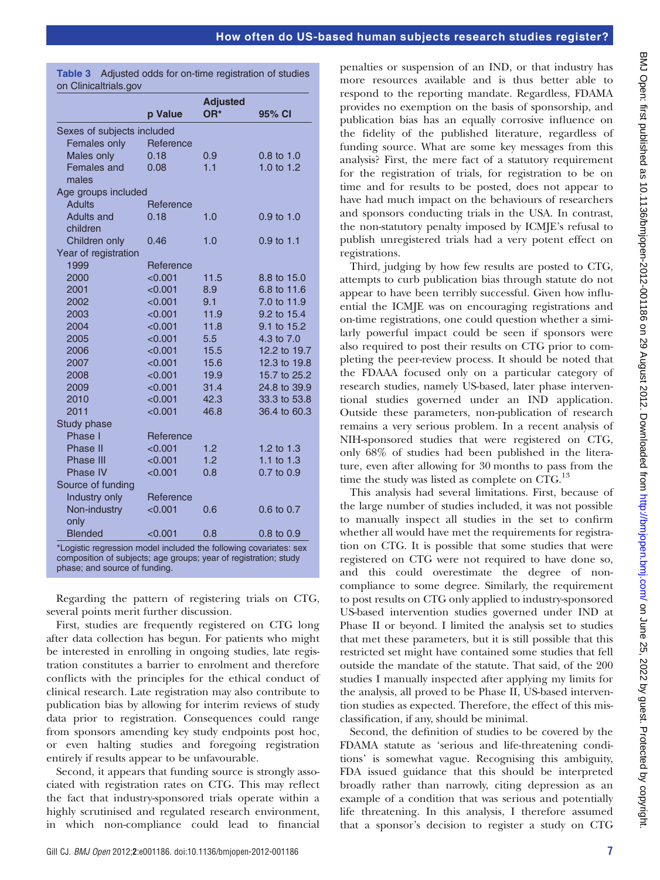**Table 3** Adjusted odds for on-time registration of studies on Clinicaltrials.gov

| | p Value | Adjusted OR* | 95% CI |
|---|---|---|---|
| Sexes of subjects included | | | |
| Females only | Reference | | |
| Males only | 0.18 | 0.9 | 0.8 to 1.0 |
| Females and males | 0.08 | 1.1 | 1.0 to 1.2 |
| Age groups included | | | |
| Adults | Reference | | |
| Adults and children | 0.18 | 1.0 | 0.9 to 1.0 |
| Children only | 0.46 | 1.0 | 0.9 to 1.1 |
| Year of registration | | | |
| 1999 | Reference | | |
| 2000 | <0.001 | 11.5 | 8.8 to 15.0 |
| 2001 | <0.001 | 8.9 | 6.8 to 11.6 |
| 2002 | <0.001 | 9.1 | 7.0 to 11.9 |
| 2003 | <0.001 | 11.9 | 9.2 to 15.4 |
| 2004 | <0.001 | 11.8 | 9.1 to 15.2 |
| 2005 | <0.001 | 5.5 | 4.3 to 7.0 |
| 2006 | <0.001 | 15.5 | 12.2 to 19.7 |
| 2007 | <0.001 | 15.6 | 12.3 to 19.8 |
| 2008 | <0.001 | 19.9 | 15.7 to 25.2 |
| 2009 | <0.001 | 31.4 | 24.8 to 39.9 |
| 2010 | <0.001 | 42.3 | 33.3 to 53.8 |
| 2011 | <0.001 | 46.8 | 36.4 to 60.3 |
| Study phase | | | |
| Phase I | Reference | | |
| Phase II | <0.001 | 1.2 | 1.2 to 1.3 |
| Phase III | <0.001 | 1.2 | 1.1 to 1.3 |
| Phase IV | <0.001 | 0.8 | 0.7 to 0.9 |
| Source of funding | | | |
| Industry only | Reference | | |
| Non-industry only | <0.001 | 0.6 | 0.6 to 0.7 |
| Blended | <0.001 | 0.8 | 0.8 to 0.9 |

*Logistic regression model included the following covariates: sex composition of subjects; age groups; year of registration; study phase; and source of funding.

Regarding the pattern of registering trials on CTG, several points merit further discussion.

First, studies are frequently registered on CTG long after data collection has begun. For patients who might be interested in enrolling in ongoing studies, late registration constitutes a barrier to enrolment and therefore conflicts with the principles for the ethical conduct of clinical research. Late registration may also contribute to publication bias by allowing for interim reviews of study data prior to registration. Consequences could range from sponsors amending key study endpoints post hoc, or even halting studies and foregoing registration entirely if results appear to be unfavourable.

Second, it appears that funding source is strongly associated with registration rates on CTG. This may reflect the fact that industry-sponsored trials operate within a highly scrutinised and regulated research environment, in which non-compliance could lead to financial penalties or suspension of an IND, or that industry has more resources available and is thus better able to respond to the reporting mandate. Regardless, FDAMA provides no exemption on the basis of sponsorship, and publication bias has an equally corrosive influence on the fidelity of the published literature, regardless of funding source. What are some key messages from this analysis? First, the mere fact of a statutory requirement for the registration of trials, for registration to be on time and for results to be posted, does not appear to have had much impact on the behaviours of researchers and sponsors conducting trials in the USA. In contrast, the non-statutory penalty imposed by ICMJE's refusal to publish unregistered trials had a very potent effect on registrations.

Third, judging by how few results are posted to CTG, attempts to curb publication bias through statute do not appear to have been terribly successful. Given how influential the ICMJE was on encouraging registrations and on-time registrations, one could question whether a similarly powerful impact could be seen if sponsors were also required to post their results on CTG prior to completing the peer-review process. It should be noted that the FDAAA focused only on a particular category of research studies, namely US-based, later phase interventional studies governed under an IND application. Outside these parameters, non-publication of research remains a very serious problem. In a recent analysis of NIH-sponsored studies that were registered on CTG, only 68% of studies had been published in the literature, even after allowing for 30 months to pass from the time the study was listed as complete on CTG.[13]

This analysis had several limitations. First, because of the large number of studies included, it was not possible to manually inspect all studies in the set to confirm whether all would have met the requirements for registration on CTG. It is possible that some studies that were registered on CTG were not required to have done so, and this could overestimate the degree of non-compliance to some degree. Similarly, the requirement to post results on CTG only applied to industry-sponsored US-based intervention studies governed under IND at Phase II or beyond. I limited the analysis set to studies that met these parameters, but it is still possible that this restricted set might have contained some studies that fell outside the mandate of the statute. That said, of the 200 studies I manually inspected after applying my limits for the analysis, all proved to be Phase II, US-based intervention studies as expected. Therefore, the effect of this misclassification, if any, should be minimal.

Second, the definition of studies to be covered by the FDAMA statute as 'serious and life-threatening conditions' is somewhat vague. Recognising this ambiguity, FDA issued guidance that this should be interpreted broadly rather than narrowly, citing depression as an example of a condition that was serious and potentially life threatening. In this analysis, I therefore assumed that a sponsor's decision to register a study on CTG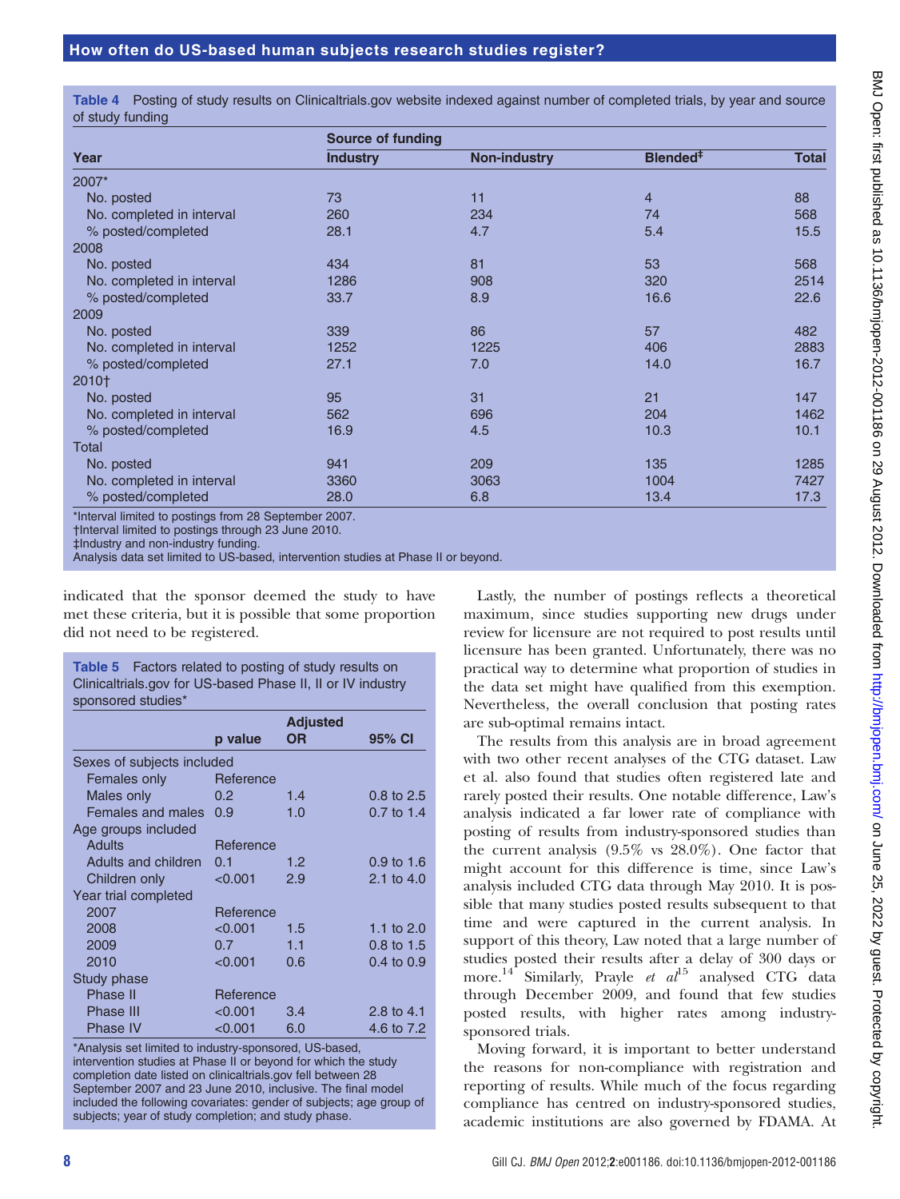**Table 4** Posting of study results on Clinicaltrials.gov website indexed against number of completed trials, by year and source of study funding

| Year | Source of funding Industry | Non-industry | Blended‡ | Total |
|---|---|---|---|---|
| 2007* | | | | |
| No. posted | 73 | 11 | 4 | 88 |
| No. completed in interval | 260 | 234 | 74 | 568 |
| % posted/completed | 28.1 | 4.7 | 5.4 | 15.5 |
| 2008 | | | | |
| No. posted | 434 | 81 | 53 | 568 |
| No. completed in interval | 1286 | 908 | 320 | 2514 |
| % posted/completed | 33.7 | 8.9 | 16.6 | 22.6 |
| 2009 | | | | |
| No. posted | 339 | 86 | 57 | 482 |
| No. completed in interval | 1252 | 1225 | 406 | 2883 |
| % posted/completed | 27.1 | 7.0 | 14.0 | 16.7 |
| 2010† | | | | |
| No. posted | 95 | 31 | 21 | 147 |
| No. completed in interval | 562 | 696 | 204 | 1462 |
| % posted/completed | 16.9 | 4.5 | 10.3 | 10.1 |
| Total | | | | |
| No. posted | 941 | 209 | 135 | 1285 |
| No. completed in interval | 3360 | 3063 | 1004 | 7427 |
| % posted/completed | 28.0 | 6.8 | 13.4 | 17.3 |

*Interval limited to postings from 28 September 2007.
†Interval limited to postings through 23 June 2010.
‡Industry and non-industry funding.
Analysis data set limited to US-based, intervention studies at Phase II or beyond.

indicated that the sponsor deemed the study to have met these criteria, but it is possible that some proportion did not need to be registered.

**Table 5** Factors related to posting of study results on Clinicaltrials.gov for US-based Phase II, II or IV industry sponsored studies*

| | p value | Adjusted OR | 95% CI |
|---|---|---|---|
| Sexes of subjects included | | | |
| Females only | Reference | | |
| Males only | 0.2 | 1.4 | 0.8 to 2.5 |
| Females and males | 0.9 | 1.0 | 0.7 to 1.4 |
| Age groups included | | | |
| Adults | Reference | | |
| Adults and children | 0.1 | 1.2 | 0.9 to 1.6 |
| Children only | <0.001 | 2.9 | 2.1 to 4.0 |
| Year trial completed | | | |
| 2007 | Reference | | |
| 2008 | <0.001 | 1.5 | 1.1 to 2.0 |
| 2009 | 0.7 | 1.1 | 0.8 to 1.5 |
| 2010 | <0.001 | 0.6 | 0.4 to 0.9 |
| Study phase | | | |
| Phase II | Reference | | |
| Phase III | <0.001 | 3.4 | 2.8 to 4.1 |
| Phase IV | <0.001 | 6.0 | 4.6 to 7.2 |

*Analysis set limited to industry-sponsored, US-based, intervention studies at Phase II or beyond for which the study completion date listed on clinicaltrials.gov fell between 28 September 2007 and 23 June 2010, inclusive. The final model included the following covariates: gender of subjects; age group of subjects; year of study completion; and study phase.

Lastly, the number of postings reflects a theoretical maximum, since studies supporting new drugs under review for licensure are not required to post results until licensure has been granted. Unfortunately, there was no practical way to determine what proportion of studies in the data set might have qualified from this exemption. Nevertheless, the overall conclusion that posting rates are sub-optimal remains intact.

The results from this analysis are in broad agreement with two other recent analyses of the CTG dataset. Law et al. also found that studies often registered late and rarely posted their results. One notable difference, Law's analysis indicated a far lower rate of compliance with posting of results from industry-sponsored studies than the current analysis (9.5% vs 28.0%). One factor that might account for this difference is time, since Law's analysis included CTG data through May 2010. It is possible that many studies posted results subsequent to that time and were captured in the current analysis. In support of this theory, Law noted that a large number of studies posted their results after a delay of 300 days or more.[14] Similarly, Prayle *et al*[15] analysed CTG data through December 2009, and found that few studies posted results, with higher rates among industry-sponsored trials.

Moving forward, it is important to better understand the reasons for non-compliance with registration and reporting of results. While much of the focus regarding compliance has centred on industry-sponsored studies, academic institutions are also governed by FDAMA. At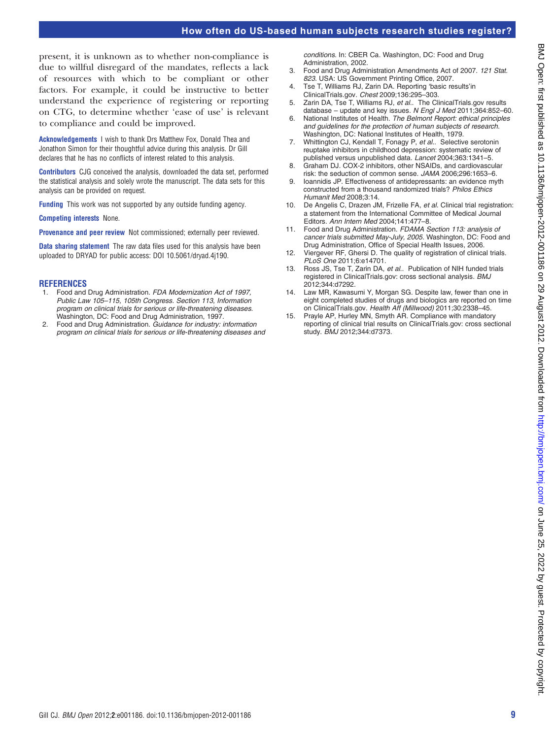present, it is unknown as to whether non-compliance is due to willful disregard of the mandates, reflects a lack of resources with which to be compliant or other factors. For example, it could be instructive to better understand the experience of registering or reporting on CTG, to determine whether 'ease of use' is relevant to compliance and could be improved.

**Acknowledgements** I wish to thank Drs Matthew Fox, Donald Thea and Jonathon Simon for their thoughtful advice during this analysis. Dr Gill declares that he has no conflicts of interest related to this analysis.

**Contributors** CJG conceived the analysis, downloaded the data set, performed the statistical analysis and solely wrote the manuscript. The data sets for this analysis can be provided on request.

**Funding** This work was not supported by any outside funding agency.

**Competing interests** None.

**Provenance and peer review** Not commissioned; externally peer reviewed.

**Data sharing statement** The raw data files used for this analysis have been uploaded to DRYAD for public access: DOI 10.5061/dryad.4j190.

## REFERENCES

1. Food and Drug Administration. *FDA Modernization Act of 1997, Public Law 105–115, 105th Congress. Section 113, Information program on clinical trials for serious or life-threatening diseases.* Washington, DC: Food and Drug Administration, 1997.
2. Food and Drug Administration. *Guidance for industry: information program on clinical trials for serious or life-threatening diseases and conditions.* In: CBER Ca. Washington, DC: Food and Drug Administration, 2002.
3. Food and Drug Administration Amendments Act of 2007. *121 Stat. 823.* USA: US Government Printing Office, 2007.
4. Tse T, Williams RJ, Zarin DA. Reporting 'basic results'in ClinicalTrials.gov. *Chest* 2009;136:295–303.
5. Zarin DA, Tse T, Williams RJ, *et al*.. The ClinicalTrials.gov results database – update and key issues. *N Engl J Med* 2011;364:852–60.
6. National Institutes of Health. *The Belmont Report: ethical principles and guidelines for the protection of human subjects of research.* Washington, DC: National Institutes of Health, 1979.
7. Whittington CJ, Kendall T, Fonagy P, *et al*.. Selective serotonin reuptake inhibitors in childhood depression: systematic review of published versus unpublished data. *Lancet* 2004;363:1341–5.
8. Graham DJ. COX-2 inhibitors, other NSAIDs, and cardiovascular risk: the seduction of common sense. *JAMA* 2006;296:1653–6.
9. Ioannidis JP. Effectiveness of antidepressants: an evidence myth constructed from a thousand randomized trials? *Philos Ethics Humanit Med* 2008;3:14.
10. De Angelis C, Drazen JM, Frizelle FA, *et al*. Clinical trial registration: a statement from the International Committee of Medical Journal Editors. *Ann Intern Med* 2004;141:477–8.
11. Food and Drug Administration. *FDAMA Section 113: analysis of cancer trials submitted May-July, 2005.* Washington, DC: Food and Drug Administration, Office of Special Health Issues, 2006.
12. Viergever RF, Ghersi D. The quality of registration of clinical trials. *PLoS One* 2011;6:e14701.
13. Ross JS, Tse T, Zarin DA, *et al*.. Publication of NIH funded trials registered in ClinicalTrials.gov: cross sectional analysis. *BMJ* 2012;344:d7292.
14. Law MR, Kawasumi Y, Morgan SG. Despite law, fewer than one in eight completed studies of drugs and biologics are reported on time on ClinicalTrials.gov. *Health Aff (Millwood)* 2011;30:2338–45.
15. Prayle AP, Hurley MN, Smyth AR. Compliance with mandatory reporting of clinical trial results on ClinicalTrials.gov: cross sectional study. *BMJ* 2012;344:d7373.